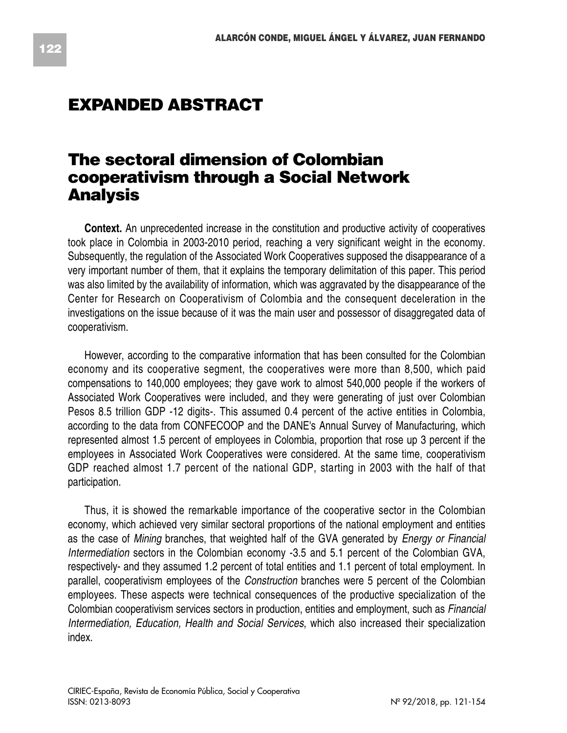# EXPANDED ABSTRACT

## The sectoral dimension of Colombian cooperativism through a Social Network Analysis

**Context.** An unprecedented increase in the constitution and productive activity of cooperatives took place in Colombia in 2003-2010 period, reaching a very significant weight in the economy. Subsequently, the regulation of the Associated Work Cooperatives supposed the disappearance of a very important number of them, that it explains the temporary delimitation of this paper. This period was also limited by the availability of information, which was aggravated by the disappearance of the Center for Research on Cooperativism of Colombia and the consequent deceleration in the investigations on the issue because of it was the main user and possessor of disaggregated data of cooperativism.

However, according to the comparative information that has been consulted for the Colombian economy and its cooperative segment, the cooperatives were more than 8,500, which paid compensations to 140,000 employees; they gave work to almost 540,000 people if the workers of Associated Work Cooperatives were included, and they were generating of just over Colombian Pesos 8.5 trillion GDP -12 digits-. This assumed 0.4 percent of the active entities in Colombia, according to the data from CONFECOOP and the DANE's Annual Survey of Manufacturing, which represented almost 1.5 percent of employees in Colombia, proportion that rose up 3 percent if the employees in Associated Work Cooperatives were considered. At the same time, cooperativism GDP reached almost 1.7 percent of the national GDP, starting in 2003 with the half of that participation.

Thus, it is showed the remarkable importance of the cooperative sector in the Colombian economy, which achieved very similar sectoral proportions of the national employment and entities as the case of *Mining* branches, that weighted half of the GVA generated by *Energy or Financial Intermediation* sectors in the Colombian economy -3.5 and 5.1 percent of the Colombian GVA, respectively- and they assumed 1.2 percent of total entities and 1.1 percent of total employment. In parallel, cooperativism employees of the *Construction* branches were 5 percent of the Colombian employees. These aspects were technical consequences of the productive specialization of the Colombian cooperativism services sectors in production, entities and employment, such as *Financial Intermediation, Education, Health and Social Services*, which also increased their specialization index.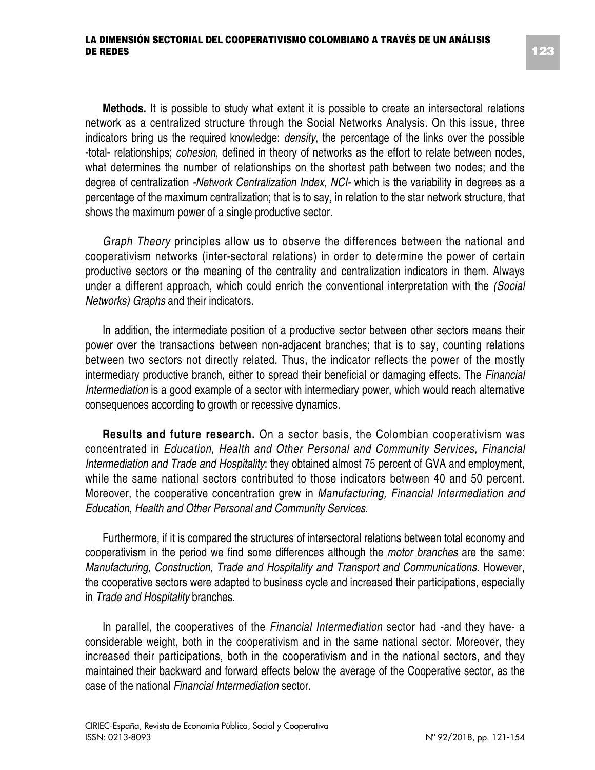**Methods.** It is possible to study what extent it is possible to create an intersectoral relations network as a centralized structure through the Social Networks Analysis. On this issue, three indicators bring us the required knowledge: *density*, the percentage of the links over the possible -total- relationships; *cohesion*, defined in theory of networks as the effort to relate between nodes, what determines the number of relationships on the shortest path between two nodes; and the degree of centralization -*Network Centralization Index, NCI*- which is the variability in degrees as a percentage of the maximum centralization; that is to say, in relation to the star network structure, that shows the maximum power of a single productive sector.

*Graph Theory* principles allow us to observe the differences between the national and cooperativism networks (inter-sectoral relations) in order to determine the power of certain productive sectors or the meaning of the centrality and centralization indicators in them. Always under a different approach, which could enrich the conventional interpretation with the *(Social Networks) Graphs* and their indicators.

In addition, the intermediate position of a productive sector between other sectors means their power over the transactions between non-adjacent branches; that is to say, counting relations between two sectors not directly related. Thus, the indicator reflects the power of the mostly intermediary productive branch, either to spread their beneficial or damaging effects. The *Financial Intermediation* is a good example of a sector with intermediary power, which would reach alternative consequences according to growth or recessive dynamics.

**Results and future research.** On a sector basis, the Colombian cooperativism was concentrated in *Education, Health and Other Personal and Community Services, Financial Intermediation and Trade and Hospitality*: they obtained almost 75 percent of GVA and employment, while the same national sectors contributed to those indicators between 40 and 50 percent. Moreover, the cooperative concentration grew in *Manufacturing, Financial Intermediation and Education, Health and Other Personal and Community Services*.

Furthermore, if it is compared the structures of intersectoral relations between total economy and cooperativism in the period we find some differences although the *motor branches* are the same: *Manufacturing, Construction, Trade and Hospitality and Transport and Communications.* However, the cooperative sectors were adapted to business cycle and increased their participations, especially in *Trade and Hospitality* branches.

In parallel, the cooperatives of the *Financial Intermediation* sector had -and they have- a considerable weight, both in the cooperativism and in the same national sector. Moreover, they increased their participations, both in the cooperativism and in the national sectors, and they maintained their backward and forward effects below the average of the Cooperative sector, as the case of the national *Financial Intermediation* sector.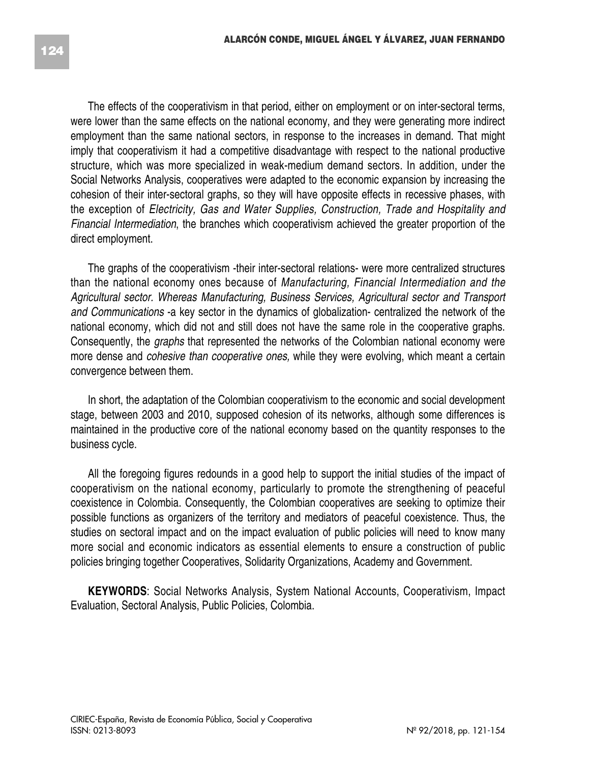The effects of the cooperativism in that period, either on employment or on inter-sectoral terms, were lower than the same effects on the national economy, and they were generating more indirect employment than the same national sectors, in response to the increases in demand. That might imply that cooperativism it had a competitive disadvantage with respect to the national productive structure, which was more specialized in weak-medium demand sectors. In addition, under the Social Networks Analysis, cooperatives were adapted to the economic expansion by increasing the cohesion of their inter-sectoral graphs, so they will have opposite effects in recessive phases, with the exception of *Electricity, Gas and Water Supplies, Construction, Trade and Hospitality and Financial Intermediation*, the branches which cooperativism achieved the greater proportion of the direct employment.

The graphs of the cooperativism -their inter-sectoral relations- were more centralized structures than the national economy ones because of *Manufacturing, Financial Intermediation and the Agricultural sector. Whereas Manufacturing, Business Services, Agricultural sector and Transport and Communications* -a key sector in the dynamics of globalization- centralized the network of the national economy, which did not and still does not have the same role in the cooperative graphs. Consequently, the *graphs* that represented the networks of the Colombian national economy were more dense and *cohesive than cooperative ones,* while they were evolving, which meant a certain convergence between them.

In short, the adaptation of the Colombian cooperativism to the economic and social development stage, between 2003 and 2010, supposed cohesion of its networks, although some differences is maintained in the productive core of the national economy based on the quantity responses to the business cycle.

All the foregoing figures redounds in a good help to support the initial studies of the impact of cooperativism on the national economy, particularly to promote the strengthening of peaceful coexistence in Colombia. Consequently, the Colombian cooperatives are seeking to optimize their possible functions as organizers of the territory and mediators of peaceful coexistence. Thus, the studies on sectoral impact and on the impact evaluation of public policies will need to know many more social and economic indicators as essential elements to ensure a construction of public policies bringing together Cooperatives, Solidarity Organizations, Academy and Government.

**KEYWORDS**: Social Networks Analysis, System National Accounts, Cooperativism, Impact Evaluation, Sectoral Analysis, Public Policies, Colombia.